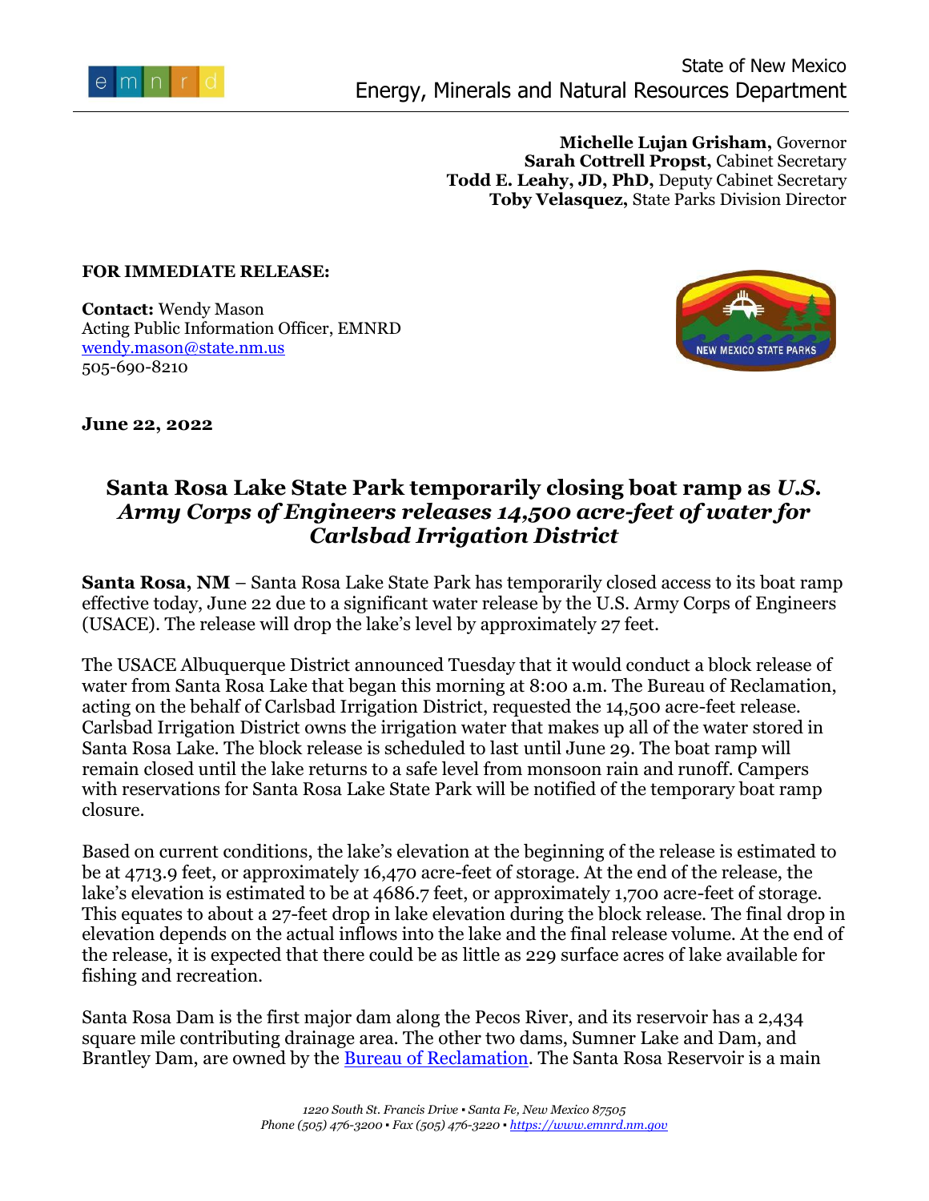State of New Mexico
Energy, Minerals and Natural Resources Department

**Michelle Lujan Grisham,** Governor
**Sarah Cottrell Propst,** Cabinet Secretary
**Todd E. Leahy, JD, PhD,** Deputy Cabinet Secretary
**Toby Velasquez,** State Parks Division Director

**FOR IMMEDIATE RELEASE:**

**Contact:** Wendy Mason
Acting Public Information Officer, EMNRD
[wendy.mason@state.nm.us](mailto:wendy.mason@state.nm.us)
505-690-8210

**June 22, 2022**

## Santa Rosa Lake State Park temporarily closing boat ramp as *U.S. Army Corps of Engineers releases 14,500 acre-feet of water for Carlsbad Irrigation District*

**Santa Rosa, NM** – Santa Rosa Lake State Park has temporarily closed access to its boat ramp effective today, June 22 due to a significant water release by the U.S. Army Corps of Engineers (USACE). The release will drop the lake's level by approximately 27 feet.

The USACE Albuquerque District announced Tuesday that it would conduct a block release of water from Santa Rosa Lake that began this morning at 8:00 a.m. The Bureau of Reclamation, acting on the behalf of Carlsbad Irrigation District, requested the 14,500 acre-feet release. Carlsbad Irrigation District owns the irrigation water that makes up all of the water stored in Santa Rosa Lake. The block release is scheduled to last until June 29. The boat ramp will remain closed until the lake returns to a safe level from monsoon rain and runoff. Campers with reservations for Santa Rosa Lake State Park will be notified of the temporary boat ramp closure.

Based on current conditions, the lake's elevation at the beginning of the release is estimated to be at 4713.9 feet, or approximately 16,470 acre-feet of storage. At the end of the release, the lake's elevation is estimated to be at 4686.7 feet, or approximately 1,700 acre-feet of storage. This equates to about a 27-feet drop in lake elevation during the block release. The final drop in elevation depends on the actual inflows into the lake and the final release volume. At the end of the release, it is expected that there could be as little as 229 surface acres of lake available for fishing and recreation.

Santa Rosa Dam is the first major dam along the Pecos River, and its reservoir has a 2,434 square mile contributing drainage area. The other two dams, Sumner Lake and Dam, and Brantley Dam, are owned by the [Bureau of Reclamation](). The Santa Rosa Reservoir is a main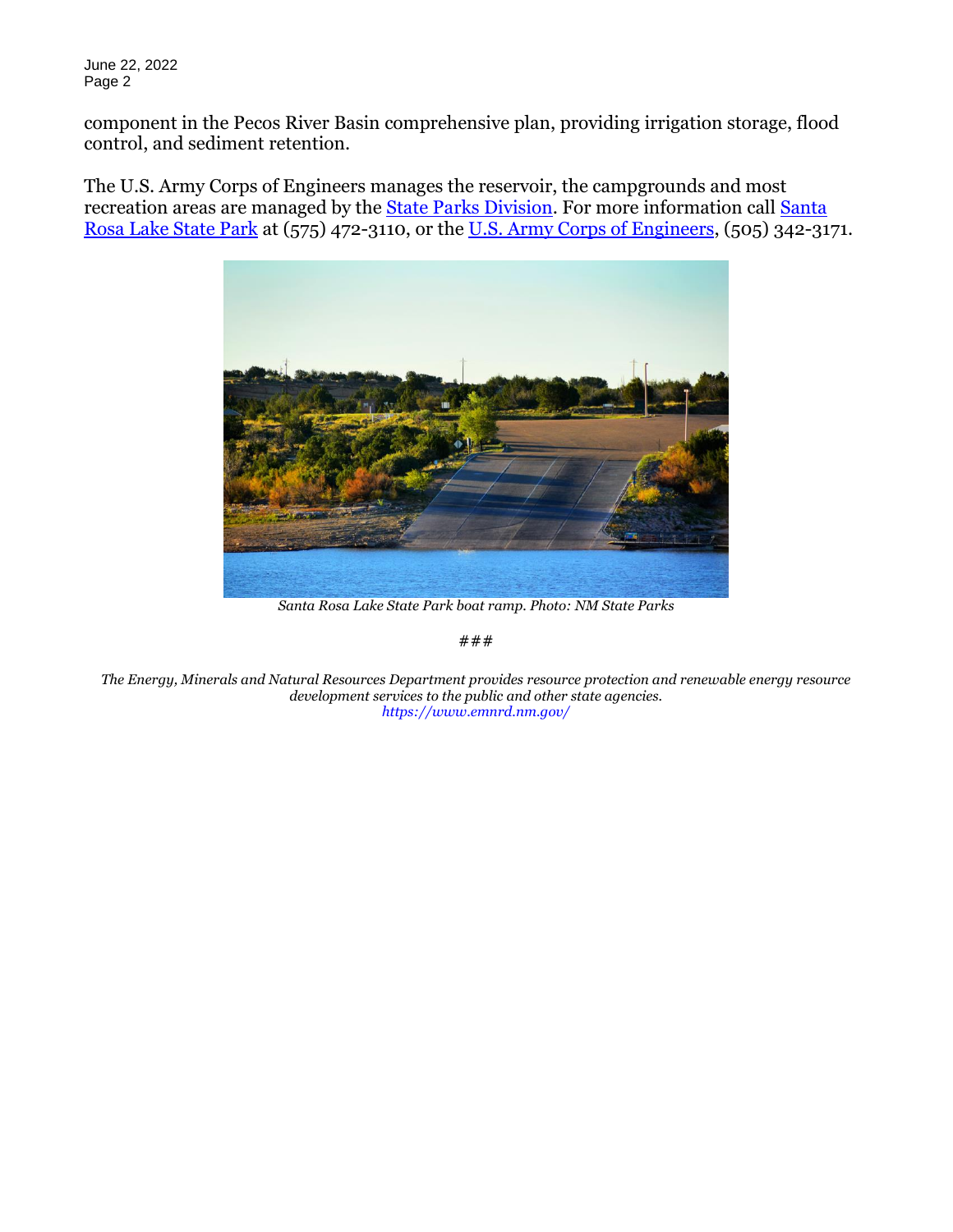component in the Pecos River Basin comprehensive plan, providing irrigation storage, flood control, and sediment retention.

The U.S. Army Corps of Engineers manages the reservoir, the campgrounds and most recreation areas are managed by the State Parks Division. For more information call Santa Rosa Lake State Park at (575) 472-3110, or the U.S. Army Corps of Engineers, (505) 342-3171.

*Santa Rosa Lake State Park boat ramp. Photo: NM State Parks*

###

*The Energy, Minerals and Natural Resources Department provides resource protection and renewable energy resource development services to the public and other state agencies.*
*https://www.emnrd.nm.gov/*